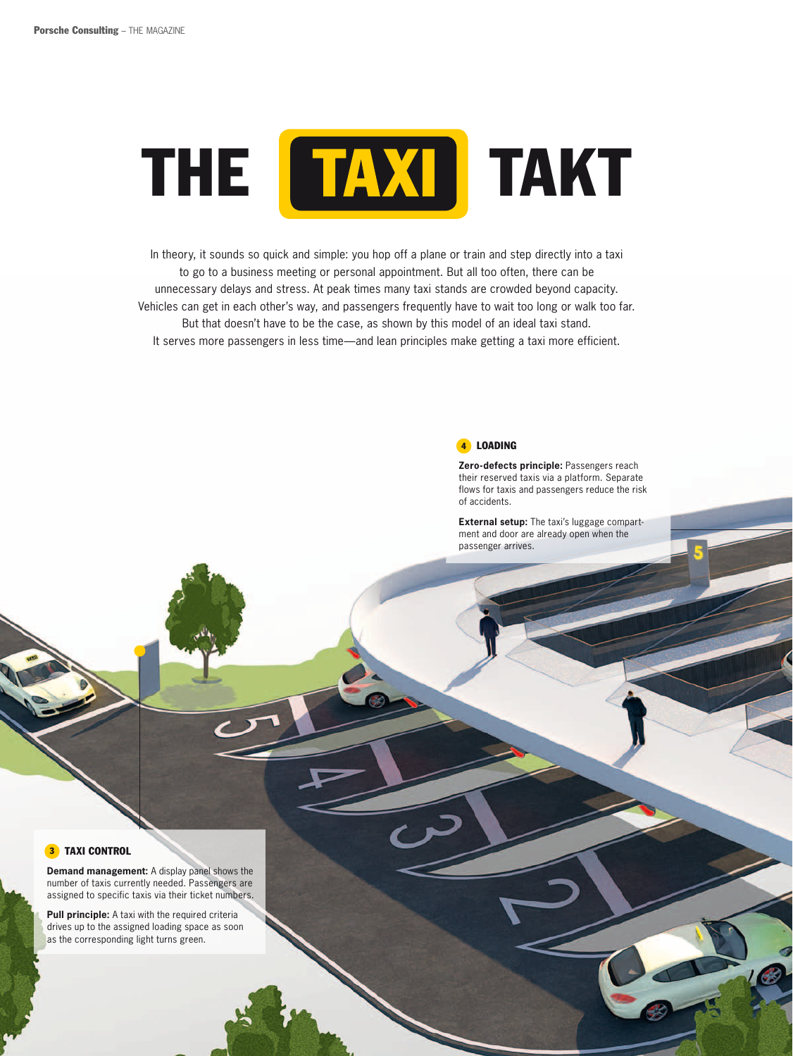# THE TAXI TAKT

In theory, it sounds so quick and simple: you hop off a plane or train and step directly into a taxi to go to a business meeting or personal appointment. But all too often, there can be unnecessary delays and stress. At peak times many taxi stands are crowded beyond capacity. Vehicles can get in each other's way, and passengers frequently have to wait too long or walk too far. But that doesn't have to be the case, as shown by this model of an ideal taxi stand. It serves more passengers in less time—and lean principles make getting a taxi more efficient.

### 4 LOADING

**Zero-defects principle:** Passengers reach their reserved taxis via a platform. Separate flows for taxis and passengers reduce the risk of accidents.

**External setup:** The taxi's luggage compartment and door are already open when the passenger arrives.

### 3 TAXI CONTROL

**Demand management:** A display panel shows the number of taxis currently needed. Passengers are assigned to specific taxis via their ticket numbers.

**Pull principle:** A taxi with the required criteria drives up to the assigned loading space as soon as the corresponding light turns green.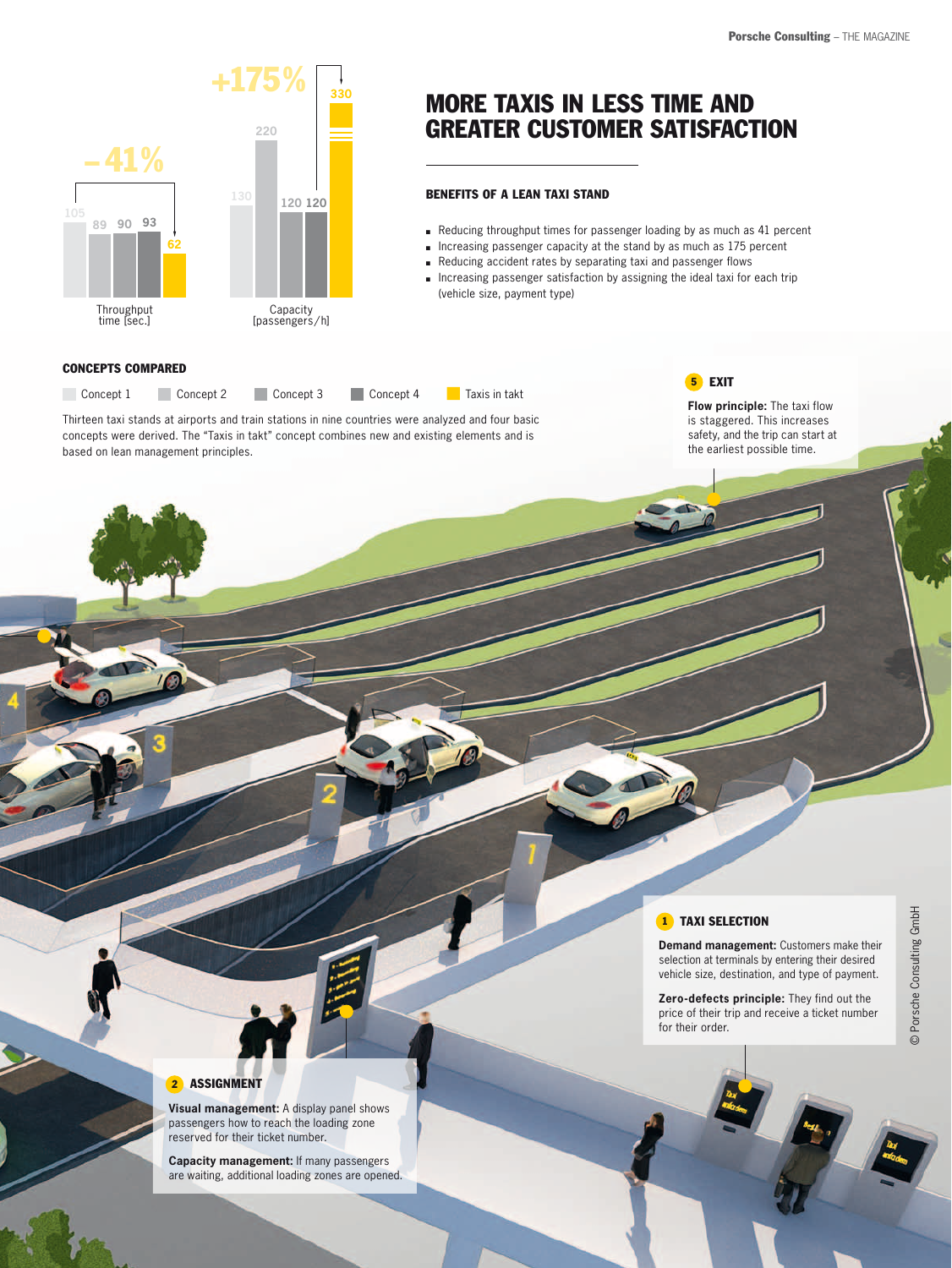-41%

105 89 90 93 62

Throughput time [sec.]

+175%

130 220 120 120 330

Capacity [passengers/h]

# MORE TAXIS IN LESS TIME AND GREATER CUSTOMER SATISFACTION

### BENEFITS OF A LEAN TAXI STAND

- Reducing throughput times for passenger loading by as much as 41 percent
- Increasing passenger capacity at the stand by as much as 175 percent
- Reducing accident rates by separating taxi and passenger flows
- Increasing passenger satisfaction by assigning the ideal taxi for each trip (vehicle size, payment type)

### CONCEPTS COMPARED

Concept 1 Concept 2 Concept 3 Concept 4 Taxis in takt

Thirteen taxi stands at airports and train stations in nine countries were analyzed and four basic concepts were derived. The "Taxis in takt" concept combines new and existing elements and is based on lean management principles.

### 5 EXIT

**Flow principle:** The taxi flow is staggered. This increases safety, and the trip can start at the earliest possible time.

### 1 TAXI SELECTION

**Demand management:** Customers make their selection at terminals by entering their desired vehicle size, destination, and type of payment.

**Zero-defects principle:** They find out the price of their trip and receive a ticket number for their order.

### 2 ASSIGNMENT

**Visual management:** A display panel shows passengers how to reach the loading zone reserved for their ticket number.

**Capacity management:** If many passengers are waiting, additional loading zones are opened.

© Porsche Consulting GmbH